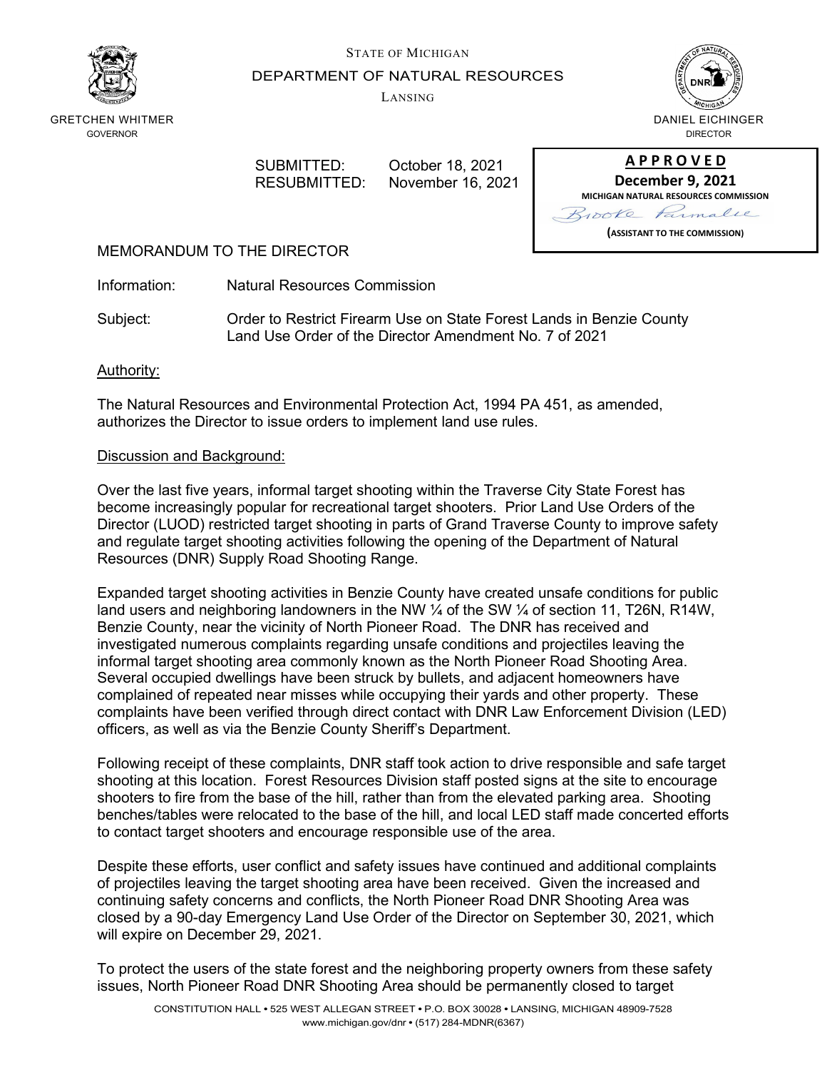STATE OF MICHIGAN

DEPARTMENT OF NATURAL RESOURCES

LANSING

GRETCHEN WHITMER
GOVERNOR

DANIEL EICHINGER
DIRECTOR

SUBMITTED: October 18, 2021
RESUBMITTED: November 16, 2021

**APPROVED**
**December 9, 2021**
**MICHIGAN NATURAL RESOURCES COMMISSION**
Brooke Parmalee
**(ASSISTANT TO THE COMMISSION)**

MEMORANDUM TO THE DIRECTOR

Information: Natural Resources Commission

Subject: Order to Restrict Firearm Use on State Forest Lands in Benzie County Land Use Order of the Director Amendment No. 7 of 2021

Authority:

The Natural Resources and Environmental Protection Act, 1994 PA 451, as amended, authorizes the Director to issue orders to implement land use rules.

Discussion and Background:

Over the last five years, informal target shooting within the Traverse City State Forest has become increasingly popular for recreational target shooters. Prior Land Use Orders of the Director (LUOD) restricted target shooting in parts of Grand Traverse County to improve safety and regulate target shooting activities following the opening of the Department of Natural Resources (DNR) Supply Road Shooting Range.

Expanded target shooting activities in Benzie County have created unsafe conditions for public land users and neighboring landowners in the NW ¼ of the SW ¼ of section 11, T26N, R14W, Benzie County, near the vicinity of North Pioneer Road. The DNR has received and investigated numerous complaints regarding unsafe conditions and projectiles leaving the informal target shooting area commonly known as the North Pioneer Road Shooting Area. Several occupied dwellings have been struck by bullets, and adjacent homeowners have complained of repeated near misses while occupying their yards and other property. These complaints have been verified through direct contact with DNR Law Enforcement Division (LED) officers, as well as via the Benzie County Sheriff's Department.

Following receipt of these complaints, DNR staff took action to drive responsible and safe target shooting at this location. Forest Resources Division staff posted signs at the site to encourage shooters to fire from the base of the hill, rather than from the elevated parking area. Shooting benches/tables were relocated to the base of the hill, and local LED staff made concerted efforts to contact target shooters and encourage responsible use of the area.

Despite these efforts, user conflict and safety issues have continued and additional complaints of projectiles leaving the target shooting area have been received. Given the increased and continuing safety concerns and conflicts, the North Pioneer Road DNR Shooting Area was closed by a 90-day Emergency Land Use Order of the Director on September 30, 2021, which will expire on December 29, 2021.

To protect the users of the state forest and the neighboring property owners from these safety issues, North Pioneer Road DNR Shooting Area should be permanently closed to target

CONSTITUTION HALL • 525 WEST ALLEGAN STREET • P.O. BOX 30028 • LANSING, MICHIGAN 48909-7528
www.michigan.gov/dnr • (517) 284-MDNR(6367)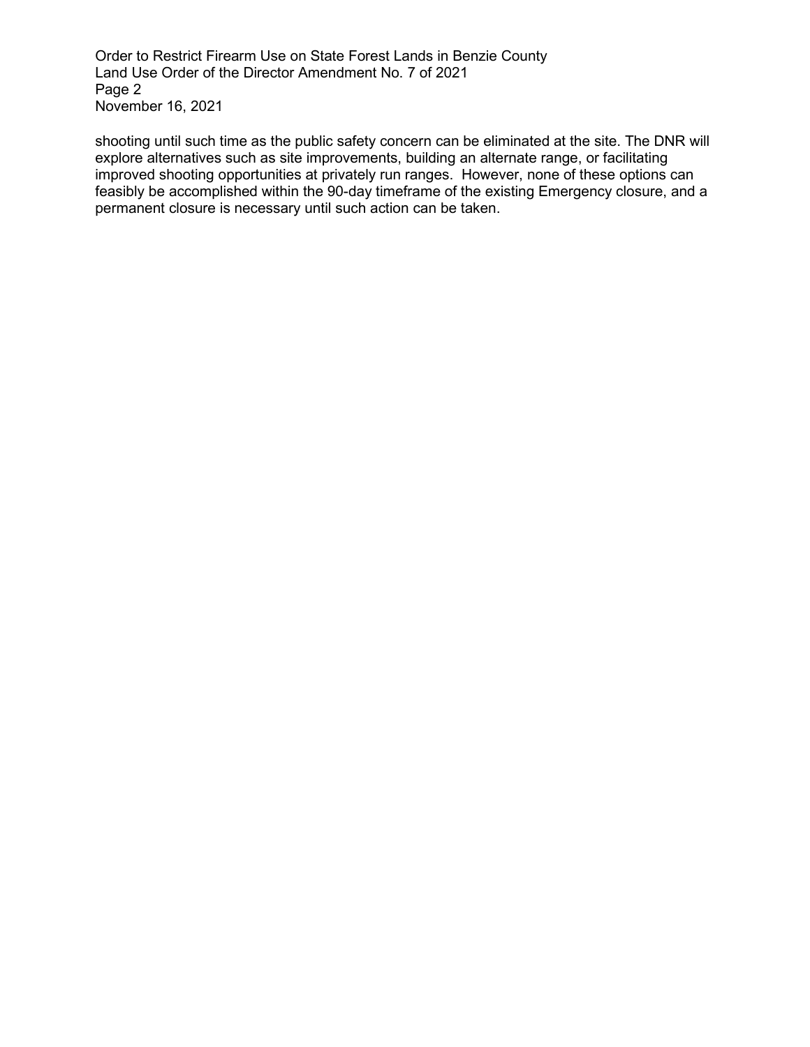shooting until such time as the public safety concern can be eliminated at the site. The DNR will explore alternatives such as site improvements, building an alternate range, or facilitating improved shooting opportunities at privately run ranges. However, none of these options can feasibly be accomplished within the 90-day timeframe of the existing Emergency closure, and a permanent closure is necessary until such action can be taken.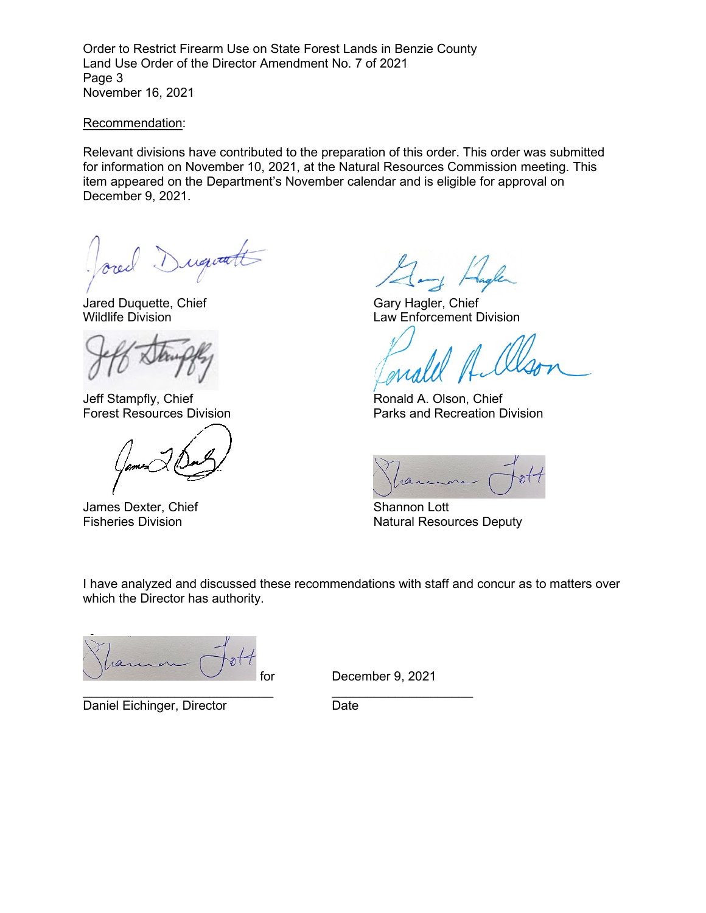Recommendation:

Relevant divisions have contributed to the preparation of this order. This order was submitted for information on November 10, 2021, at the Natural Resources Commission meeting. This item appeared on the Department's November calendar and is eligible for approval on December 9, 2021.

Jared Duquette, Chief
Wildlife Division

Gary Hagler, Chief
Law Enforcement Division

Jeff Stampfly, Chief
Forest Resources Division

Ronald A. Olson, Chief
Parks and Recreation Division

James Dexter, Chief
Fisheries Division

Shannon Lott
Natural Resources Deputy

I have analyzed and discussed these recommendations with staff and concur as to matters over which the Director has authority.

for

Daniel Eichinger, Director

December 9, 2021

Date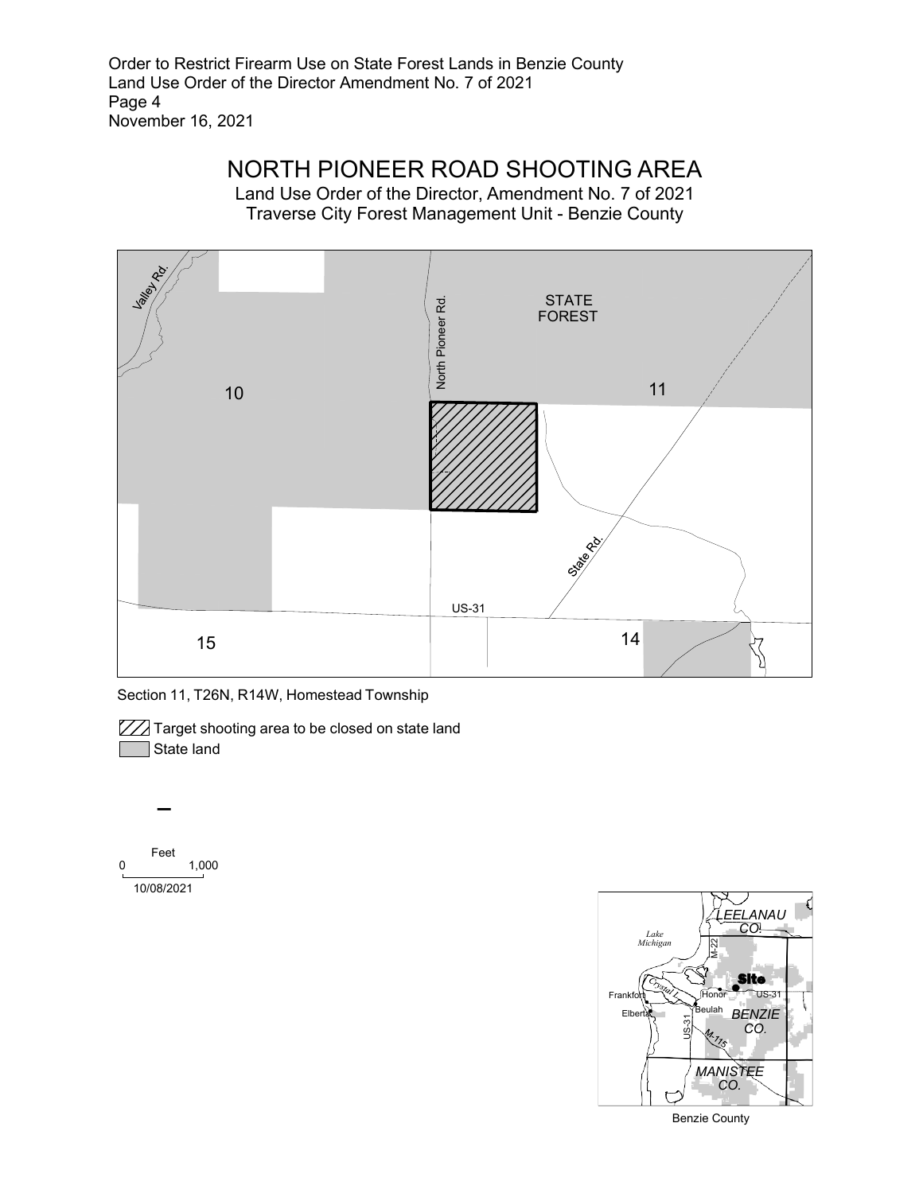# NORTH PIONEER ROAD SHOOTING AREA

Land Use Order of the Director, Amendment No. 7 of 2021
Traverse City Forest Management Unit - Benzie County

Valley Rd.

North Pioneer Rd.

STATE FOREST

10

11

State Rd.

US-31

15

14

Section 11, T26N, R14W, Homestead Township

Target shooting area to be closed on state land

State land

Feet

0 1,000

10/08/2021

LEELANAU CO.

Lake Michigan

M-22

Site

Frankfort

Crystal L.

Honor

US-31

Elberta

Beulah

BENZIE CO.

US-31

M-115

MANISTEE CO.

Benzie County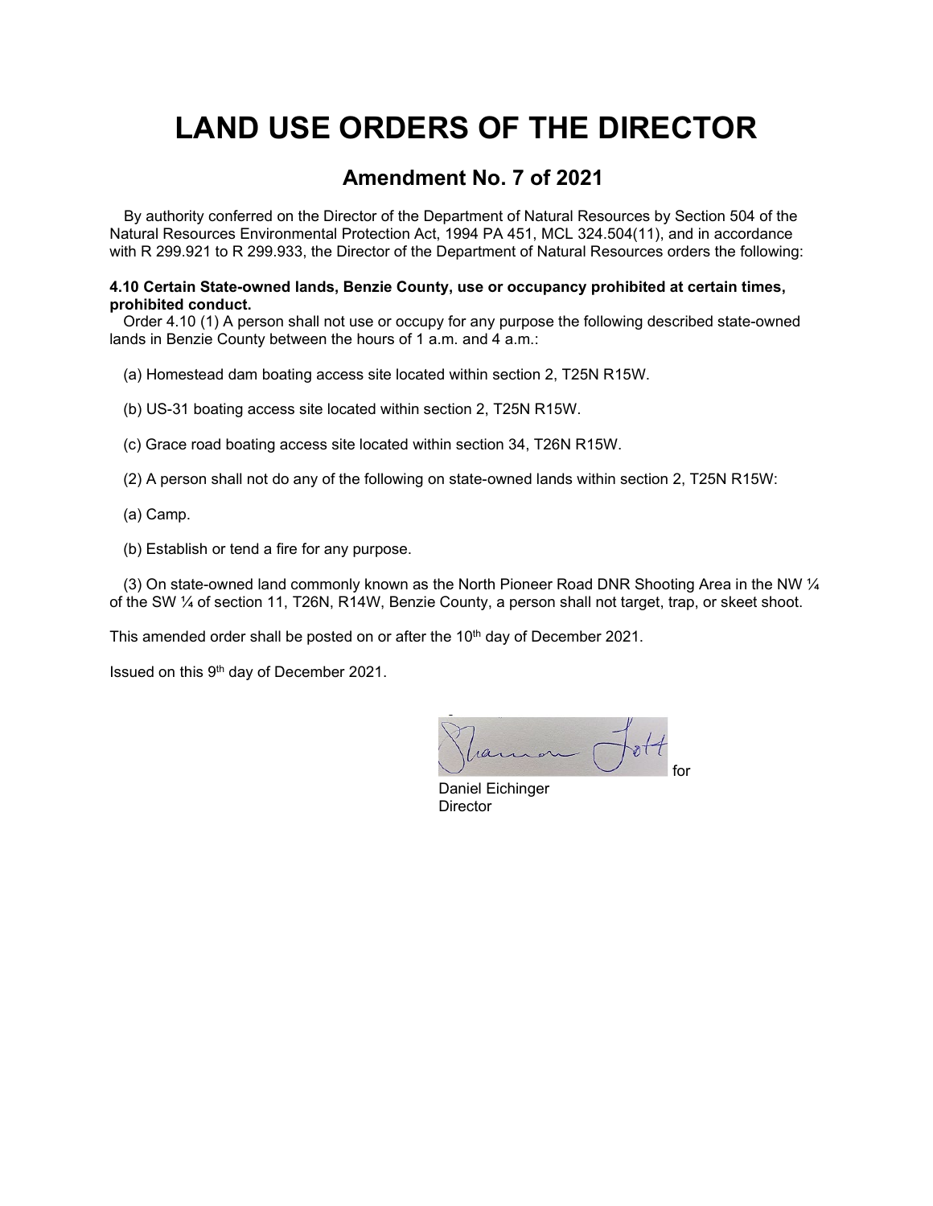# LAND USE ORDERS OF THE DIRECTOR

## Amendment No. 7 of 2021

By authority conferred on the Director of the Department of Natural Resources by Section 504 of the Natural Resources Environmental Protection Act, 1994 PA 451, MCL 324.504(11), and in accordance with R 299.921 to R 299.933, the Director of the Department of Natural Resources orders the following:

**4.10 Certain State-owned lands, Benzie County, use or occupancy prohibited at certain times, prohibited conduct.**

Order 4.10 (1) A person shall not use or occupy for any purpose the following described state-owned lands in Benzie County between the hours of 1 a.m. and 4 a.m.:

(a) Homestead dam boating access site located within section 2, T25N R15W.

(b) US-31 boating access site located within section 2, T25N R15W.

(c) Grace road boating access site located within section 34, T26N R15W.

(2) A person shall not do any of the following on state-owned lands within section 2, T25N R15W:

(a) Camp.

(b) Establish or tend a fire for any purpose.

(3) On state-owned land commonly known as the North Pioneer Road DNR Shooting Area in the NW ¼ of the SW ¼ of section 11, T26N, R14W, Benzie County, a person shall not target, trap, or skeet shoot.

This amended order shall be posted on or after the 10th day of December 2021.

Issued on this 9th day of December 2021.

Shannon Lott for

Daniel Eichinger
Director